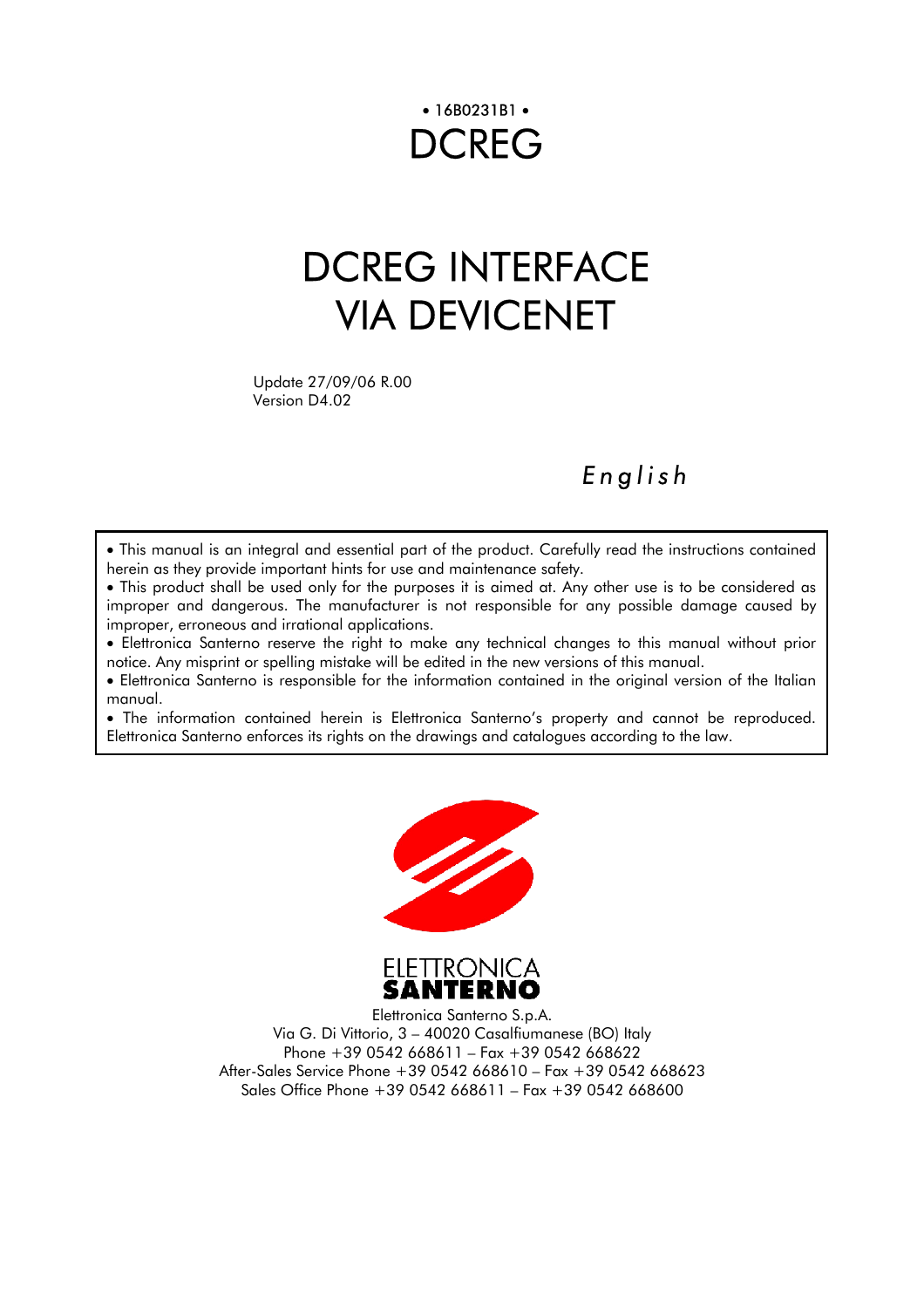• 16B0231B1 •

# DCREG

# DCREG INTERFACE VIA DEVICENET

Update 27/09/06 R.00
Version D4.02

*English*

- This manual is an integral and essential part of the product. Carefully read the instructions contained herein as they provide important hints for use and maintenance safety.
- This product shall be used only for the purposes it is aimed at. Any other use is to be considered as improper and dangerous. The manufacturer is not responsible for any possible damage caused by improper, erroneous and irrational applications.
- Elettronica Santerno reserve the right to make any technical changes to this manual without prior notice. Any misprint or spelling mistake will be edited in the new versions of this manual.
- Elettronica Santerno is responsible for the information contained in the original version of the Italian manual.
- The information contained herein is Elettronica Santerno's property and cannot be reproduced. Elettronica Santerno enforces its rights on the drawings and catalogues according to the law.

ELETTRONICA
**SANTERNO**

Elettronica Santerno S.p.A.
Via G. Di Vittorio, 3 – 40020 Casalfiumanese (BO) Italy
Phone +39 0542 668611 – Fax +39 0542 668622
After-Sales Service Phone +39 0542 668610 – Fax +39 0542 668623
Sales Office Phone +39 0542 668611 – Fax +39 0542 668600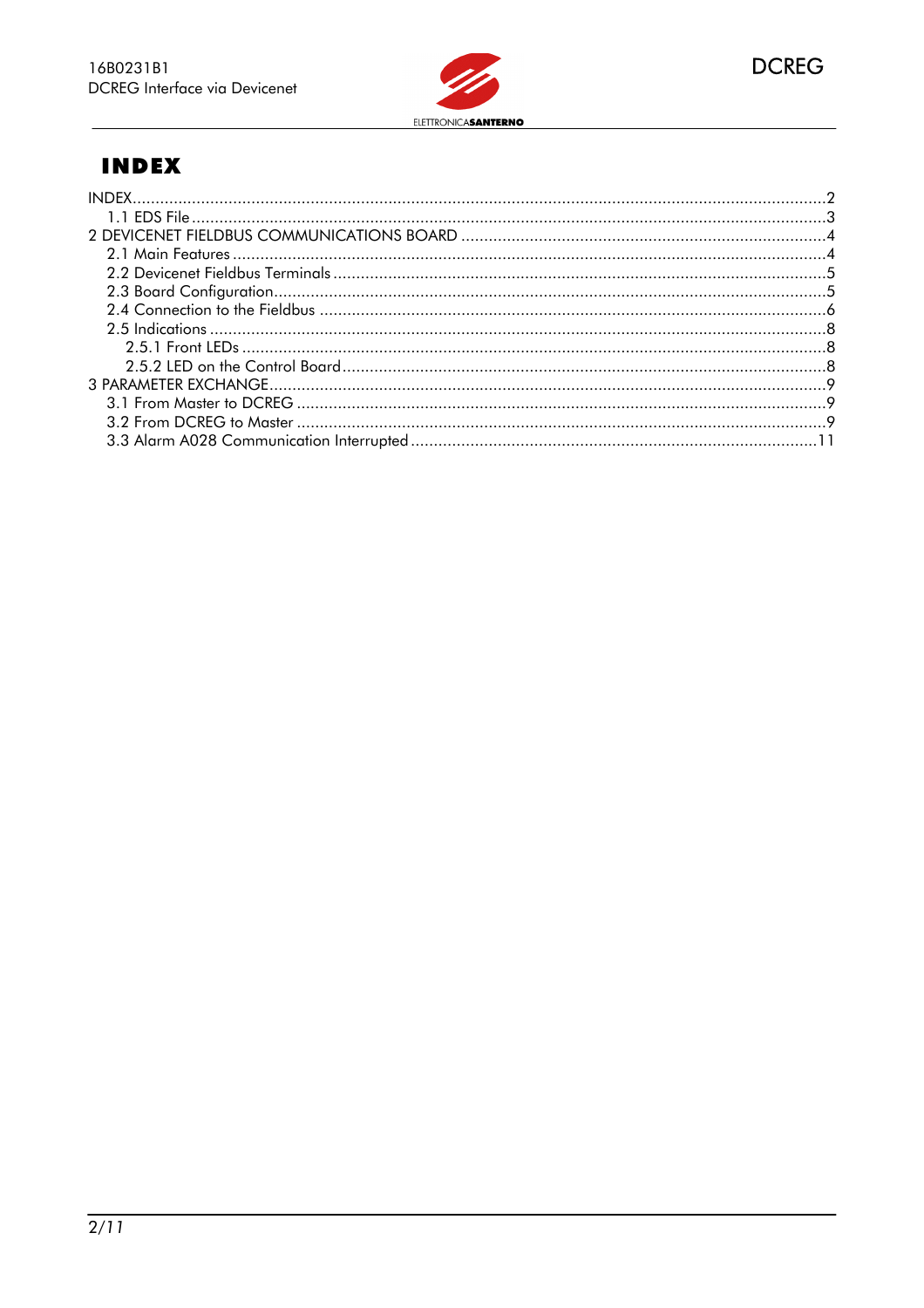# INDEX

INDEX.....2
  1.1 EDS File.....3
2 DEVICENET FIELDBUS COMMUNICATIONS BOARD.....4
  2.1 Main Features.....4
  2.2 Devicenet Fieldbus Terminals.....5
  2.3 Board Configuration.....5
  2.4 Connection to the Fieldbus.....6
  2.5 Indications.....8
    2.5.1 Front LEDs.....8
    2.5.2 LED on the Control Board.....8
3 PARAMETER EXCHANGE.....9
  3.1 From Master to DCREG.....9
  3.2 From DCREG to Master.....9
  3.3 Alarm A028 Communication Interrupted.....11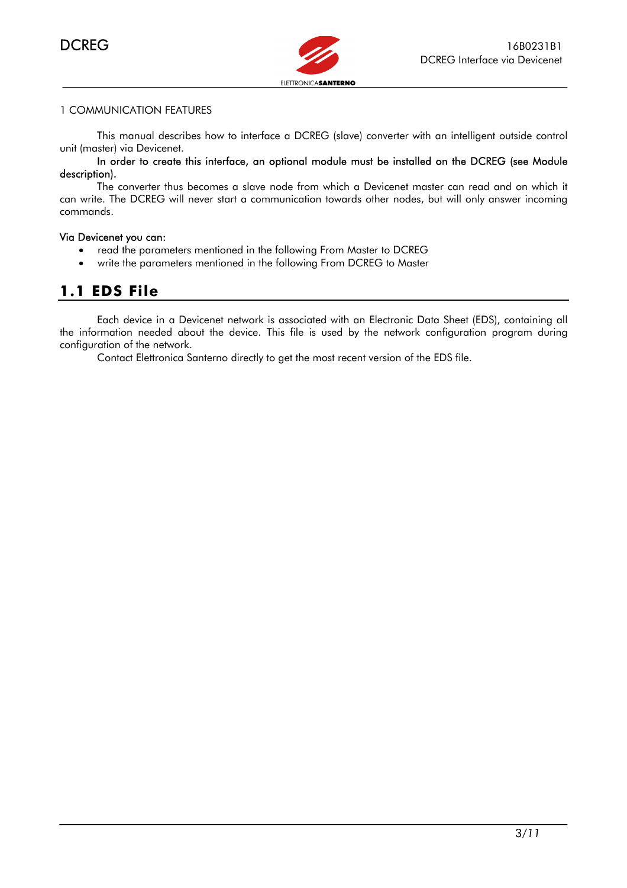1 COMMUNICATION FEATURES

This manual describes how to interface a DCREG (slave) converter with an intelligent outside control unit (master) via Devicenet.

In order to create this interface, an optional module must be installed on the DCREG (see Module description).

The converter thus becomes a slave node from which a Devicenet master can read and on which it can write. The DCREG will never start a communication towards other nodes, but will only answer incoming commands.

Via Devicenet you can:

- read the parameters mentioned in the following From Master to DCREG
- write the parameters mentioned in the following From DCREG to Master

## 1.1 EDS File

Each device in a Devicenet network is associated with an Electronic Data Sheet (EDS), containing all the information needed about the device. This file is used by the network configuration program during configuration of the network.

Contact Elettronica Santerno directly to get the most recent version of the EDS file.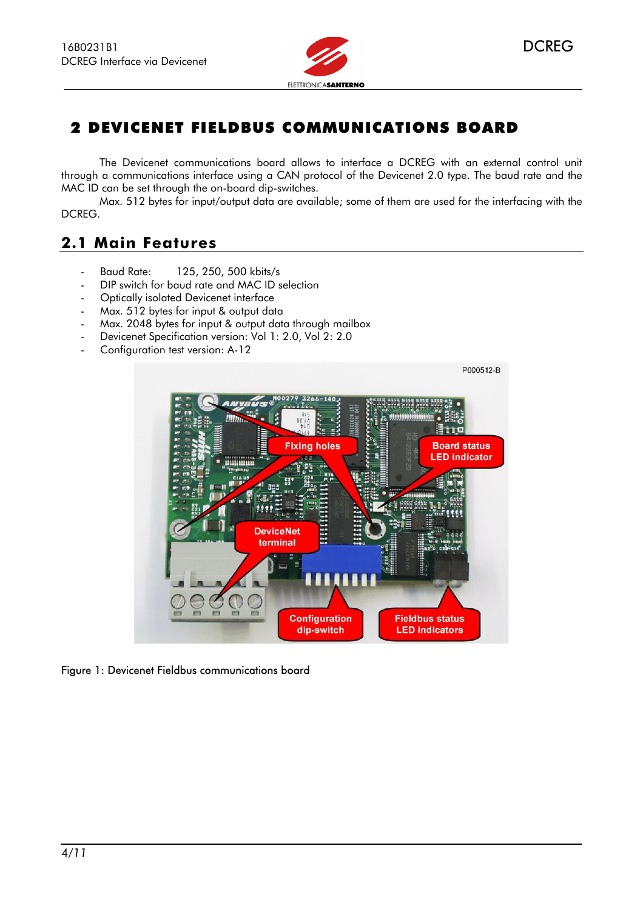# 2 DEVICENET FIELDBUS COMMUNICATIONS BOARD

The Devicenet communications board allows to interface a DCREG with an external control unit through a communications interface using a CAN protocol of the Devicenet 2.0 type. The baud rate and the MAC ID can be set through the on-board dip-switches.

Max. 512 bytes for input/output data are available; some of them are used for the interfacing with the DCREG.

## 2.1 Main Features

- Baud Rate: 125, 250, 500 kbits/s
- DIP switch for baud rate and MAC ID selection
- Optically isolated Devicenet interface
- Max. 512 bytes for input & output data
- Max. 2048 bytes for input & output data through mailbox
- Devicenet Specification version: Vol 1: 2.0, Vol 2: 2.0
- Configuration test version: A-12

Figure 1: Devicenet Fieldbus communications board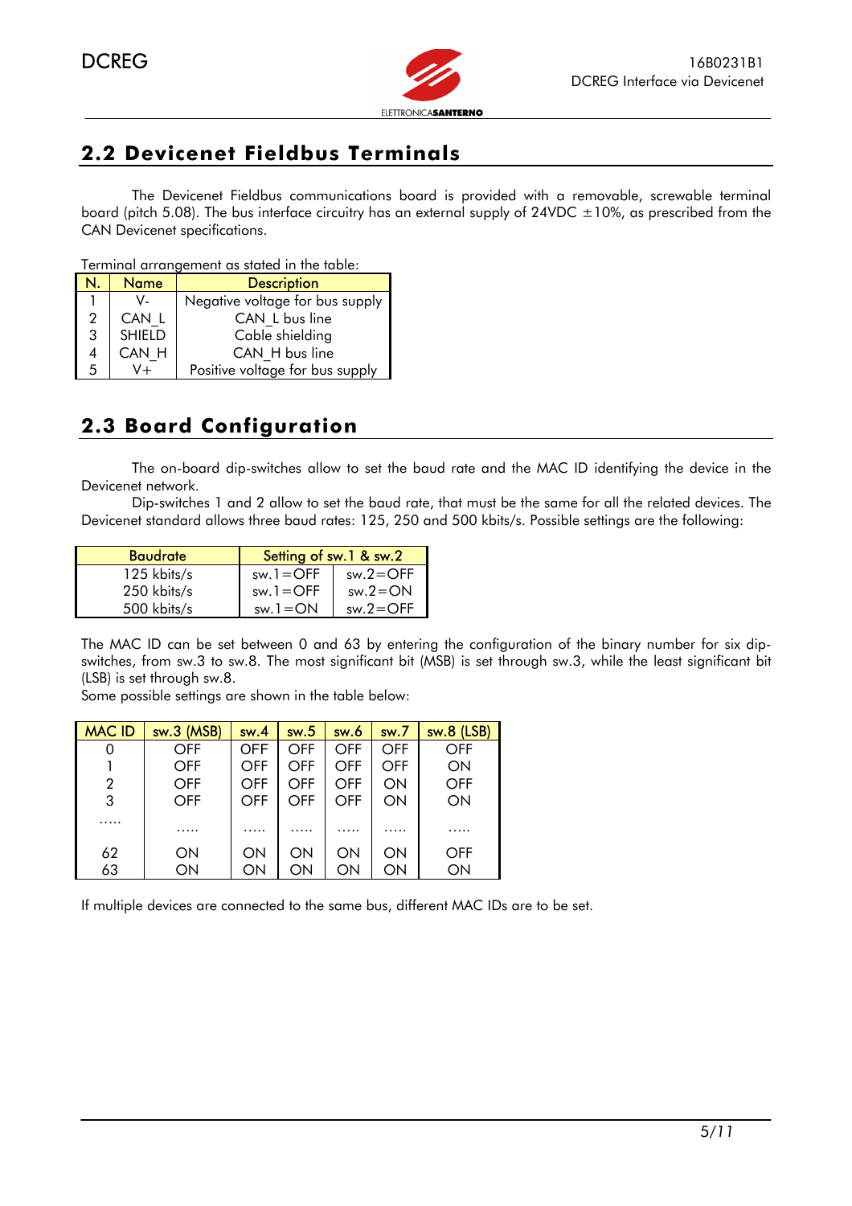## 2.2 Devicenet Fieldbus Terminals

The Devicenet Fieldbus communications board is provided with a removable, screwable terminal board (pitch 5.08). The bus interface circuitry has an external supply of 24VDC ±10%, as prescribed from the CAN Devicenet specifications.

Terminal arrangement as stated in the table:

| N. | Name | Description |
|---|---|---|
| 1 | V- | Negative voltage for bus supply |
| 2 | CAN_L | CAN_L bus line |
| 3 | SHIELD | Cable shielding |
| 4 | CAN_H | CAN_H bus line |
| 5 | V+ | Positive voltage for bus supply |

## 2.3 Board Configuration

The on-board dip-switches allow to set the baud rate and the MAC ID identifying the device in the Devicenet network.

Dip-switches 1 and 2 allow to set the baud rate, that must be the same for all the related devices. The Devicenet standard allows three baud rates: 125, 250 and 500 kbits/s. Possible settings are the following:

| Baudrate | Setting of sw.1 & sw.2 | |
|---|---|---|
| 125 kbits/s | sw.1=OFF | sw.2=OFF |
| 250 kbits/s | sw.1=OFF | sw.2=ON |
| 500 kbits/s | sw.1=ON | sw.2=OFF |

The MAC ID can be set between 0 and 63 by entering the configuration of the binary number for six dip-switches, from sw.3 to sw.8. The most significant bit (MSB) is set through sw.3, while the least significant bit (LSB) is set through sw.8.

Some possible settings are shown in the table below:

| MAC ID | sw.3 (MSB) | sw.4 | sw.5 | sw.6 | sw.7 | sw.8 (LSB) |
|---|---|---|---|---|---|---|
| 0 | OFF | OFF | OFF | OFF | OFF | OFF |
| 1 | OFF | OFF | OFF | OFF | OFF | ON |
| 2 | OFF | OFF | OFF | OFF | ON | OFF |
| 3 | OFF | OFF | OFF | OFF | ON | ON |
| ..... | ..... | ..... | ..... | ..... | ..... | ..... |
| 62 | ON | ON | ON | ON | ON | OFF |
| 63 | ON | ON | ON | ON | ON | ON |

If multiple devices are connected to the same bus, different MAC IDs are to be set.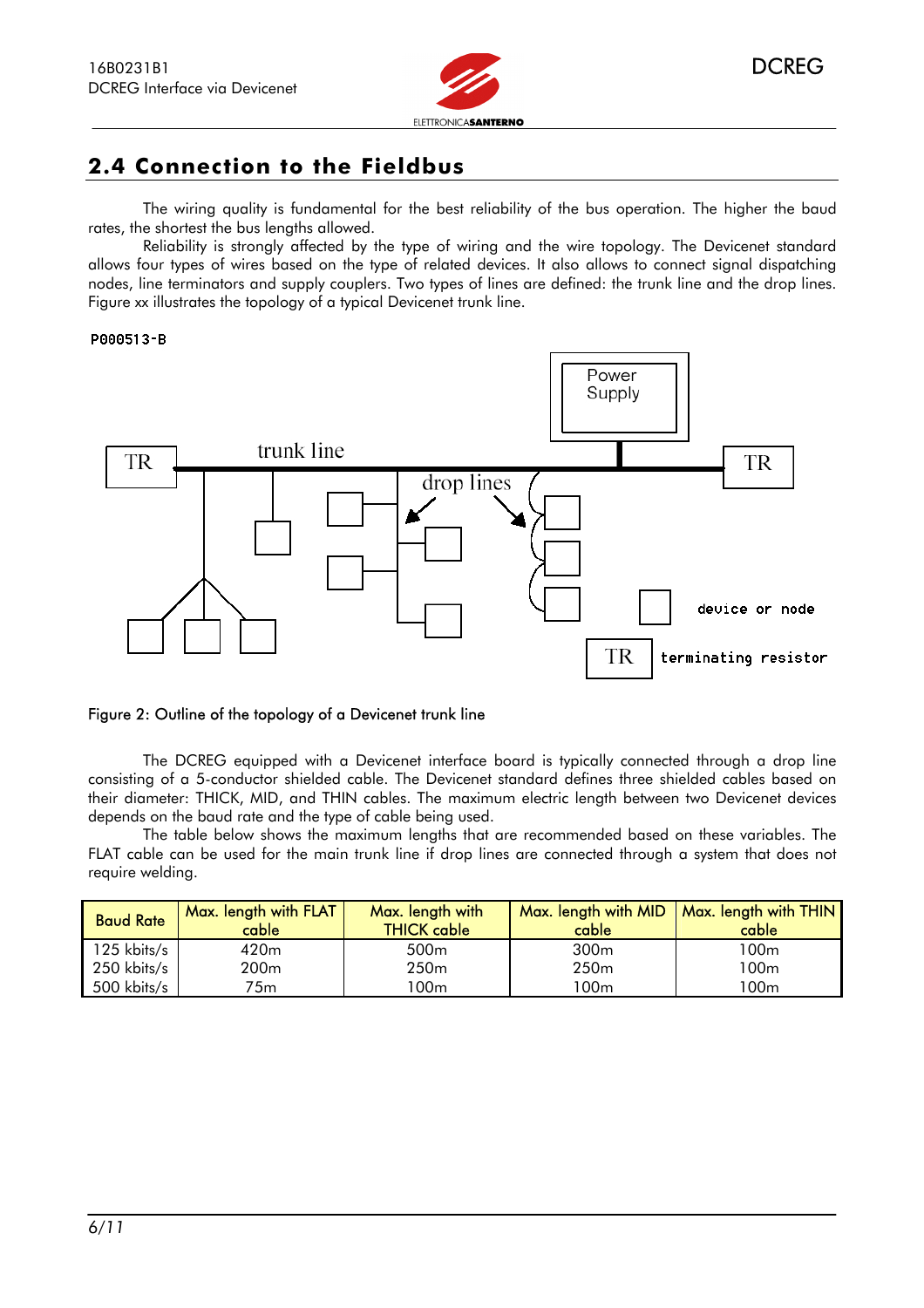## 2.4 Connection to the Fieldbus

The wiring quality is fundamental for the best reliability of the bus operation. The higher the baud rates, the shortest the bus lengths allowed.

Reliability is strongly affected by the type of wiring and the wire topology. The Devicenet standard allows four types of wires based on the type of related devices. It also allows to connect signal dispatching nodes, line terminators and supply couplers. Two types of lines are defined: the trunk line and the drop lines. Figure xx illustrates the topology of a typical Devicenet trunk line.

P000513-B

Figure 2: Outline of the topology of a Devicenet trunk line

The DCREG equipped with a Devicenet interface board is typically connected through a drop line consisting of a 5-conductor shielded cable. The Devicenet standard defines three shielded cables based on their diameter: THICK, MID, and THIN cables. The maximum electric length between two Devicenet devices depends on the baud rate and the type of cable being used.

The table below shows the maximum lengths that are recommended based on these variables. The FLAT cable can be used for the main trunk line if drop lines are connected through a system that does not require welding.

| Baud Rate | Max. length with FLAT cable | Max. length with THICK cable | Max. length with MID cable | Max. length with THIN cable |
|---|---|---|---|---|
| 125 kbits/s | 420m | 500m | 300m | 100m |
| 250 kbits/s | 200m | 250m | 250m | 100m |
| 500 kbits/s | 75m | 100m | 100m | 100m |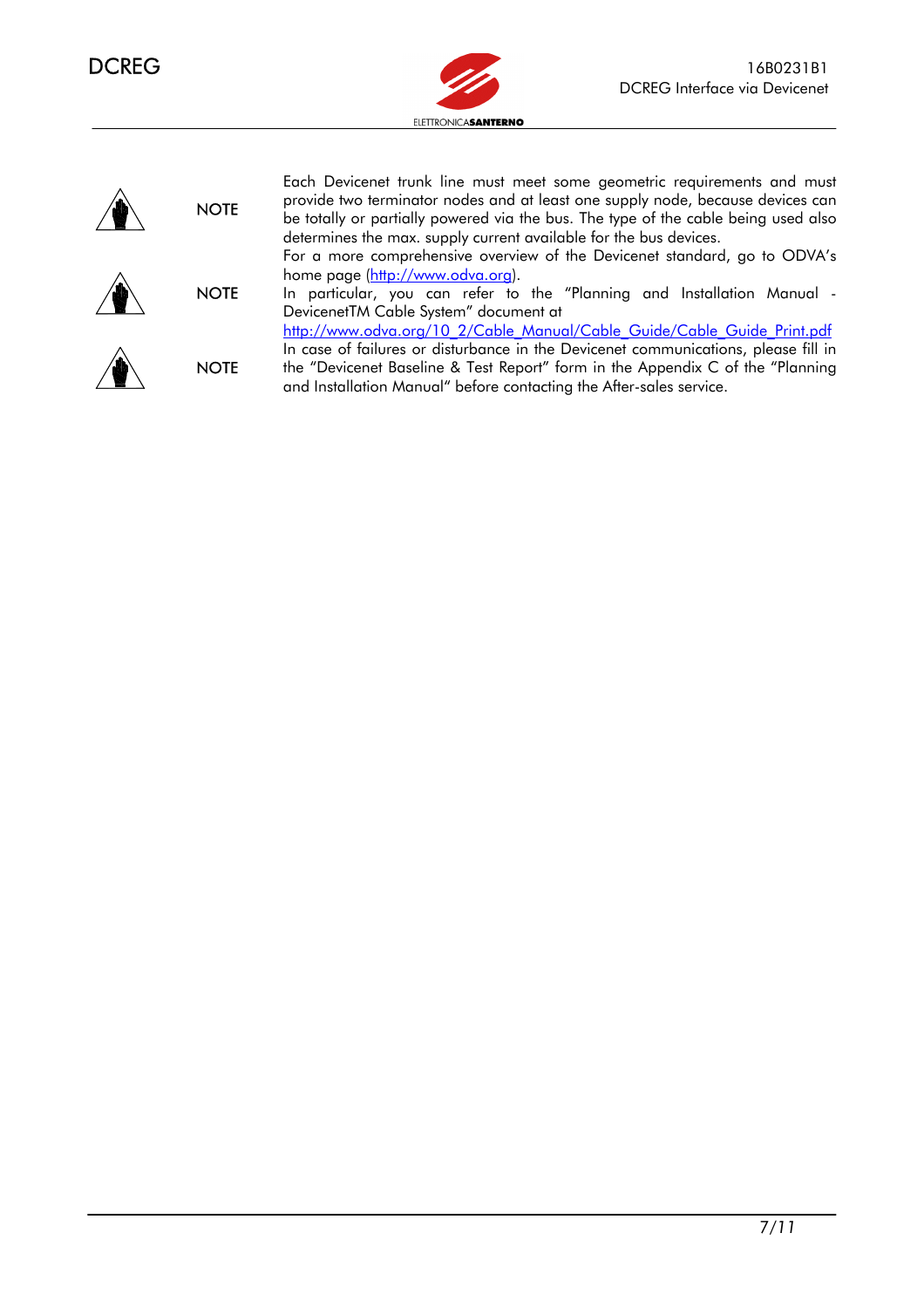**NOTE** Each Devicenet trunk line must meet some geometric requirements and must provide two terminator nodes and at least one supply node, because devices can be totally or partially powered via the bus. The type of the cable being used also determines the max. supply current available for the bus devices.

**NOTE** For a more comprehensive overview of the Devicenet standard, go to ODVA's home page (http://www.odva.org).
In particular, you can refer to the "Planning and Installation Manual - DevicenetTM Cable System" document at
http://www.odva.org/10_2/Cable_Manual/Cable_Guide/Cable_Guide_Print.pdf

**NOTE** In case of failures or disturbance in the Devicenet communications, please fill in the "Devicenet Baseline & Test Report" form in the Appendix C of the "Planning and Installation Manual" before contacting the After-sales service.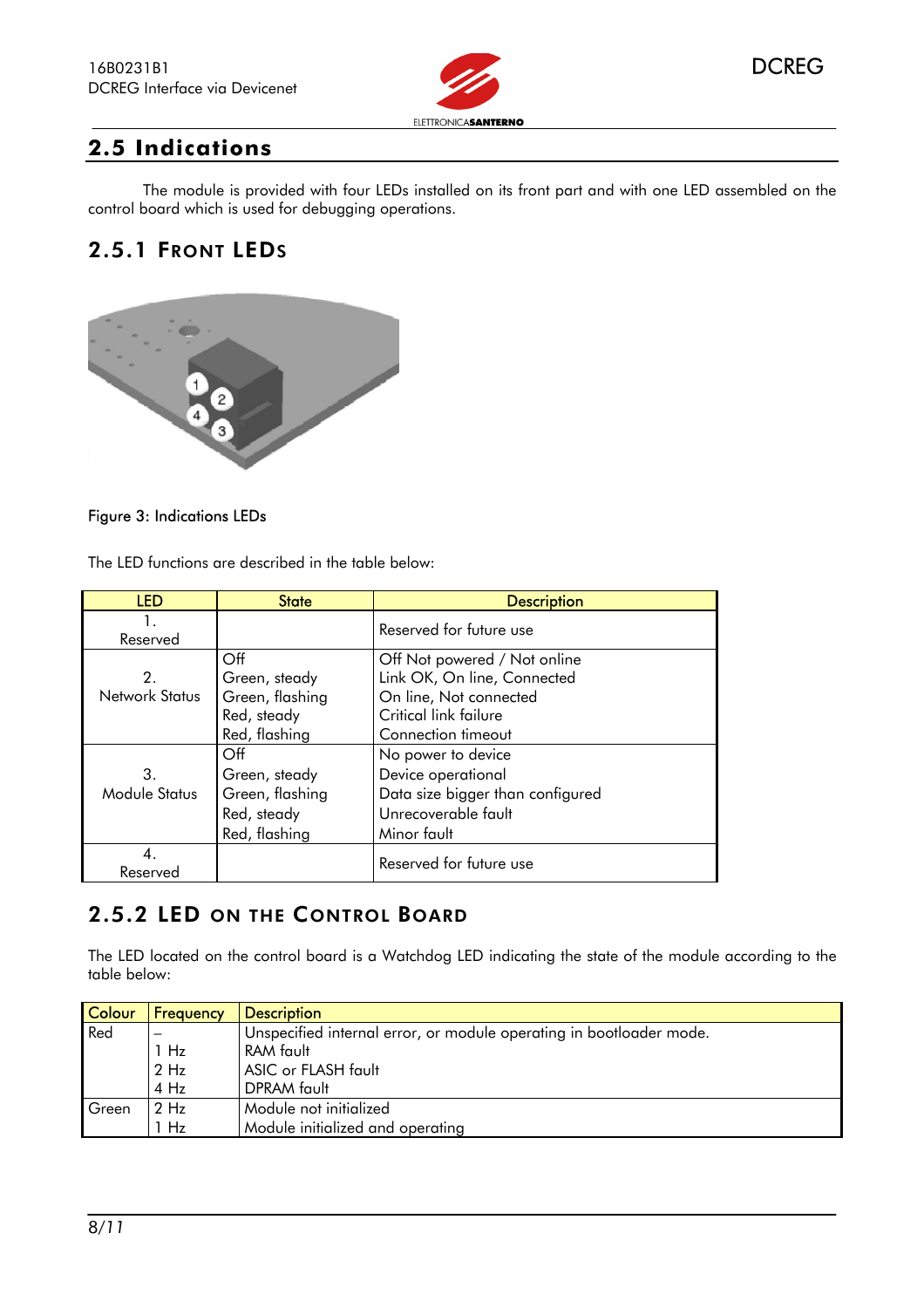## 2.5 Indications

The module is provided with four LEDs installed on its front part and with one LED assembled on the control board which is used for debugging operations.

### 2.5.1 Front LEDs

Figure 3: Indications LEDs

The LED functions are described in the table below:

| LED | State | Description |
|---|---|---|
| 1. Reserved | | Reserved for future use |
| 2. Network Status | Off<br>Green, steady<br>Green, flashing<br>Red, steady<br>Red, flashing | Off Not powered / Not online<br>Link OK, On line, Connected<br>On line, Not connected<br>Critical link failure<br>Connection timeout |
| 3. Module Status | Off<br>Green, steady<br>Green, flashing<br>Red, steady<br>Red, flashing | No power to device<br>Device operational<br>Data size bigger than configured<br>Unrecoverable fault<br>Minor fault |
| 4. Reserved | | Reserved for future use |

### 2.5.2 LED on the Control Board

The LED located on the control board is a Watchdog LED indicating the state of the module according to the table below:

| Colour | Frequency | Description |
|---|---|---|
| Red | –<br>1 Hz<br>2 Hz<br>4 Hz | Unspecified internal error, or module operating in bootloader mode.<br>RAM fault<br>ASIC or FLASH fault<br>DPRAM fault |
| Green | 2 Hz<br>1 Hz | Module not initialized<br>Module initialized and operating |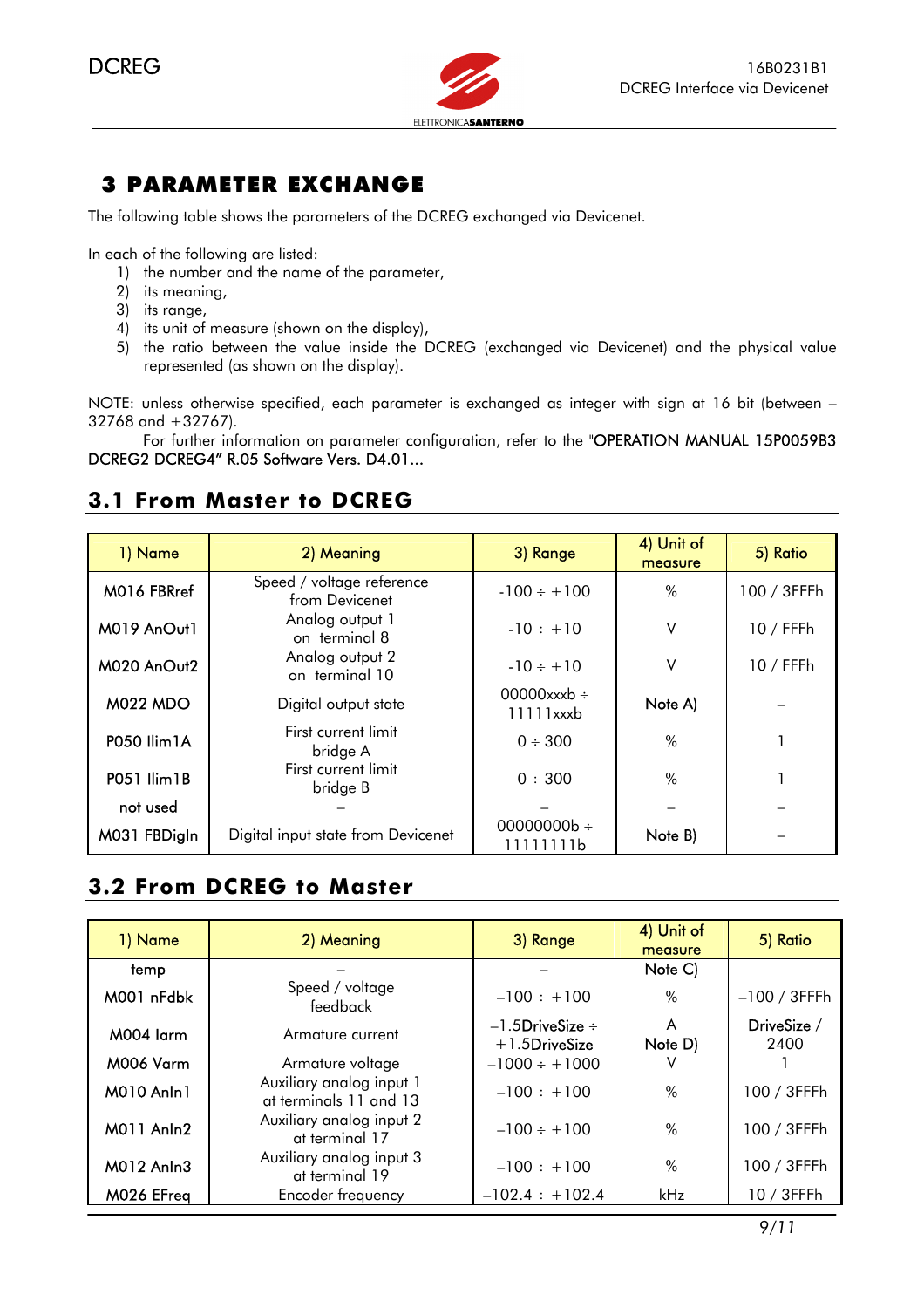# 3 PARAMETER EXCHANGE

The following table shows the parameters of the DCREG exchanged via Devicenet.

In each of the following are listed:

1) the number and the name of the parameter,
2) its meaning,
3) its range,
4) its unit of measure (shown on the display),
5) the ratio between the value inside the DCREG (exchanged via Devicenet) and the physical value represented (as shown on the display).

NOTE: unless otherwise specified, each parameter is exchanged as integer with sign at 16 bit (between –32768 and +32767).

For further information on parameter configuration, refer to the "OPERATION MANUAL 15P0059B3 DCREG2 DCREG4" R.05 Software Vers. D4.01...

## 3.1 From Master to DCREG

| 1) Name | 2) Meaning | 3) Range | 4) Unit of measure | 5) Ratio |
|---|---|---|---|---|
| M016 FBRref | Speed / voltage reference from Devicenet | -100 ÷ +100 | % | 100 / 3FFFh |
| M019 AnOut1 | Analog output 1 on terminal 8 | -10 ÷ +10 | V | 10 / FFFh |
| M020 AnOut2 | Analog output 2 on terminal 10 | -10 ÷ +10 | V | 10 / FFFh |
| M022 MDO | Digital output state | 00000xxxb ÷ 11111xxxb | Note A) | – |
| P050 Ilim1A | First current limit bridge A | 0 ÷ 300 | % | 1 |
| P051 Ilim1B | First current limit bridge B | 0 ÷ 300 | % | 1 |
| not used | – | – | – | – |
| M031 FBDigIn | Digital input state from Devicenet | 00000000b ÷ 11111111b | Note B) | – |

## 3.2 From DCREG to Master

| 1) Name | 2) Meaning | 3) Range | 4) Unit of measure | 5) Ratio |
|---|---|---|---|---|
| temp | – | – | Note C) | |
| M001 nFdbk | Speed / voltage feedback | –100 ÷ +100 | % | –100 / 3FFFh |
| M004 Iarm | Armature current | –1.5DriveSize ÷ +1.5DriveSize | A Note D) | DriveSize / 2400 |
| M006 Varm | Armature voltage | –1000 ÷ +1000 | V | 1 |
| M010 AnIn1 | Auxiliary analog input 1 at terminals 11 and 13 | –100 ÷ +100 | % | 100 / 3FFFh |
| M011 AnIn2 | Auxiliary analog input 2 at terminal 17 | –100 ÷ +100 | % | 100 / 3FFFh |
| M012 AnIn3 | Auxiliary analog input 3 at terminal 19 | –100 ÷ +100 | % | 100 / 3FFFh |
| M026 EFreq | Encoder frequency | –102.4 ÷ +102.4 | kHz | 10 / 3FFFh |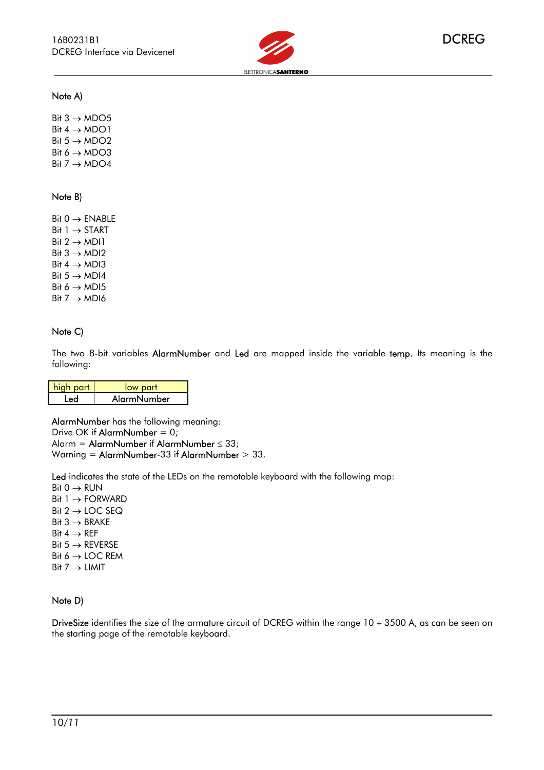Note A)

Bit 3 → MDO5  
Bit 4 → MDO1  
Bit 5 → MDO2  
Bit 6 → MDO3  
Bit 7 → MDO4

Note B)

Bit 0 → ENABLE  
Bit 1 → START  
Bit 2 → MDI1  
Bit 3 → MDI2  
Bit 4 → MDI3  
Bit 5 → MDI4  
Bit 6 → MDI5  
Bit 7 → MDI6

Note C)

The two 8-bit variables **AlarmNumber** and **Led** are mapped inside the variable **temp.** Its meaning is the following:

| high part | low part |
|---|---|
| Led | AlarmNumber |

**AlarmNumber** has the following meaning:  
Drive OK if **AlarmNumber** = 0;  
Alarm = **AlarmNumber** if **AlarmNumber** ≤ 33;  
Warning = **AlarmNumber**-33 if **AlarmNumber** > 33.

**Led** indicates the state of the LEDs on the remotable keyboard with the following map:  
Bit 0 → RUN  
Bit 1 → FORWARD  
Bit 2 → LOC SEQ  
Bit 3 → BRAKE  
Bit 4 → REF  
Bit 5 → REVERSE  
Bit 6 → LOC REM  
Bit 7 → LIMIT

Note D)

**DriveSize** identifies the size of the armature circuit of DCREG within the range 10 ÷ 3500 A, as can be seen on the starting page of the remotable keyboard.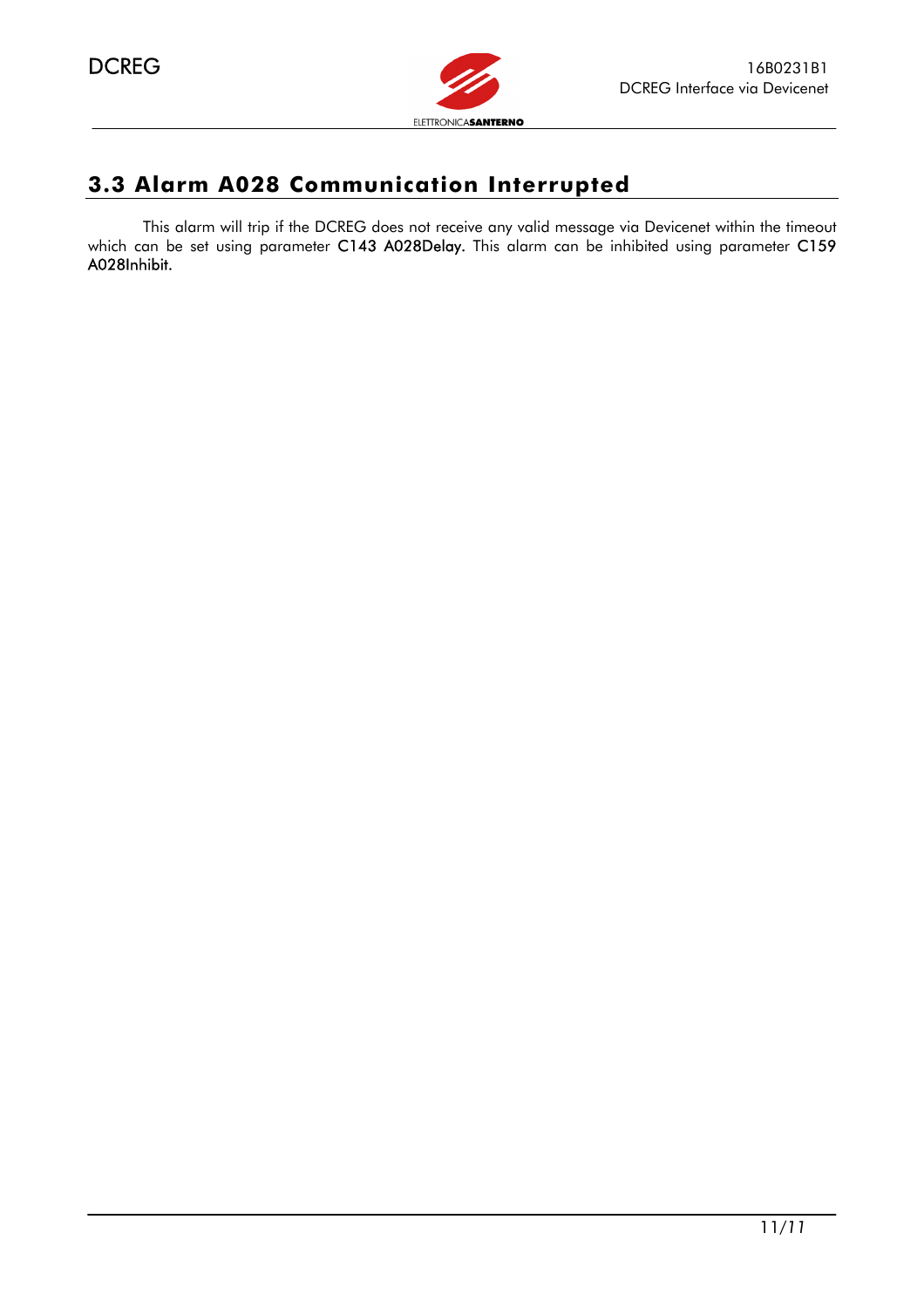## 3.3 Alarm A028 Communication Interrupted

This alarm will trip if the DCREG does not receive any valid message via Devicenet within the timeout which can be set using parameter C143 A028Delay. This alarm can be inhibited using parameter C159 A028Inhibit.